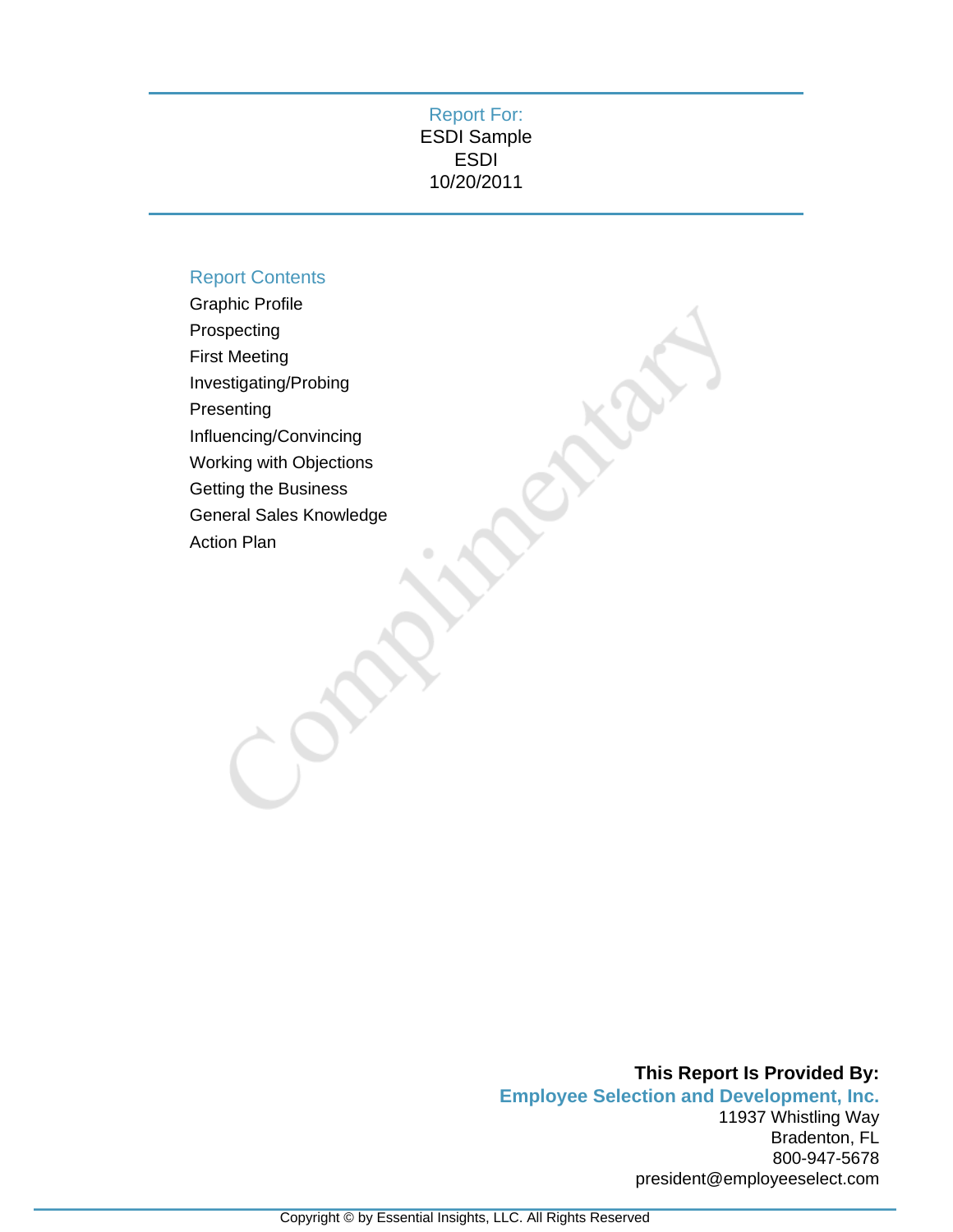Report For:
ESDI Sample
ESDI
10/20/2011

## Report Contents

- Graphic Profile
- Prospecting
- First Meeting
- Investigating/Probing
- Presenting
- Influencing/Convincing
- Working with Objections
- Getting the Business
- General Sales Knowledge
- Action Plan

Complimentary

**This Report Is Provided By:**
**Employee Selection and Development, Inc.**
11937 Whistling Way
Bradenton, FL
800-947-5678
president@employeeselect.com

Copyright © by Essential Insights, LLC. All Rights Reserved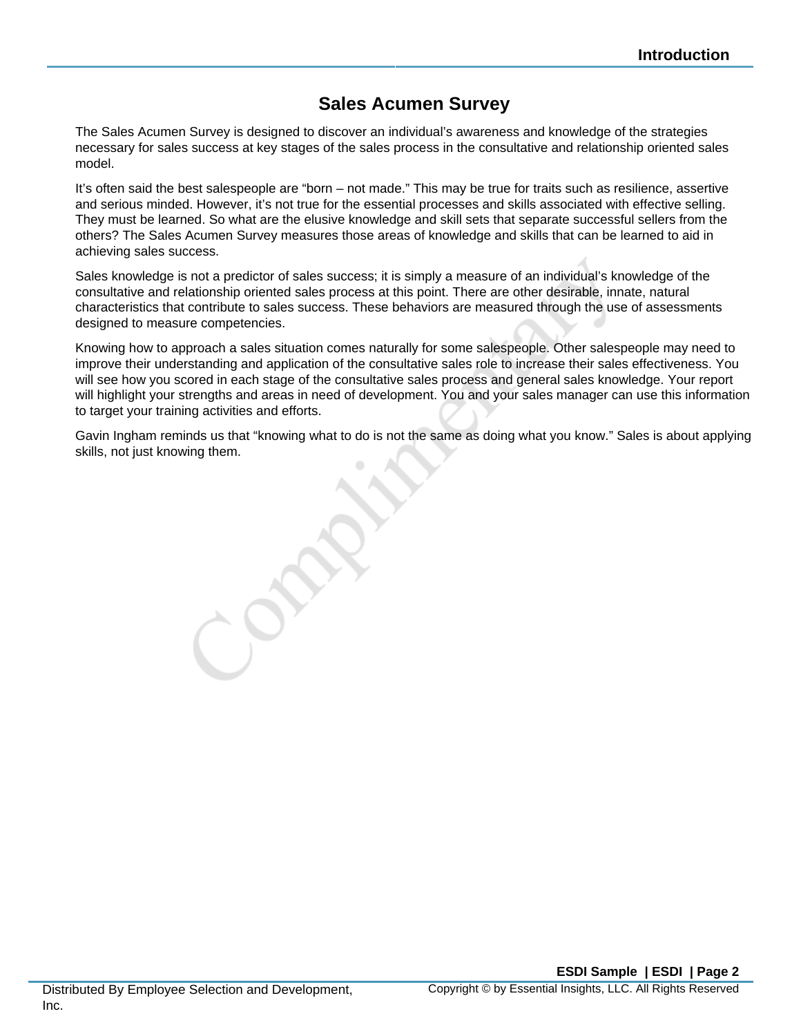# Sales Acumen Survey

The Sales Acumen Survey is designed to discover an individual's awareness and knowledge of the strategies necessary for sales success at key stages of the sales process in the consultative and relationship oriented sales model.

It's often said the best salespeople are "born – not made." This may be true for traits such as resilience, assertive and serious minded. However, it's not true for the essential processes and skills associated with effective selling. They must be learned. So what are the elusive knowledge and skill sets that separate successful sellers from the others? The Sales Acumen Survey measures those areas of knowledge and skills that can be learned to aid in achieving sales success.

Sales knowledge is not a predictor of sales success; it is simply a measure of an individual's knowledge of the consultative and relationship oriented sales process at this point. There are other desirable, innate, natural characteristics that contribute to sales success. These behaviors are measured through the use of assessments designed to measure competencies.

Knowing how to approach a sales situation comes naturally for some salespeople. Other salespeople may need to improve their understanding and application of the consultative sales role to increase their sales effectiveness. You will see how you scored in each stage of the consultative sales process and general sales knowledge. Your report will highlight your strengths and areas in need of development. You and your sales manager can use this information to target your training activities and efforts.

Gavin Ingham reminds us that "knowing what to do is not the same as doing what you know." Sales is about applying skills, not just knowing them.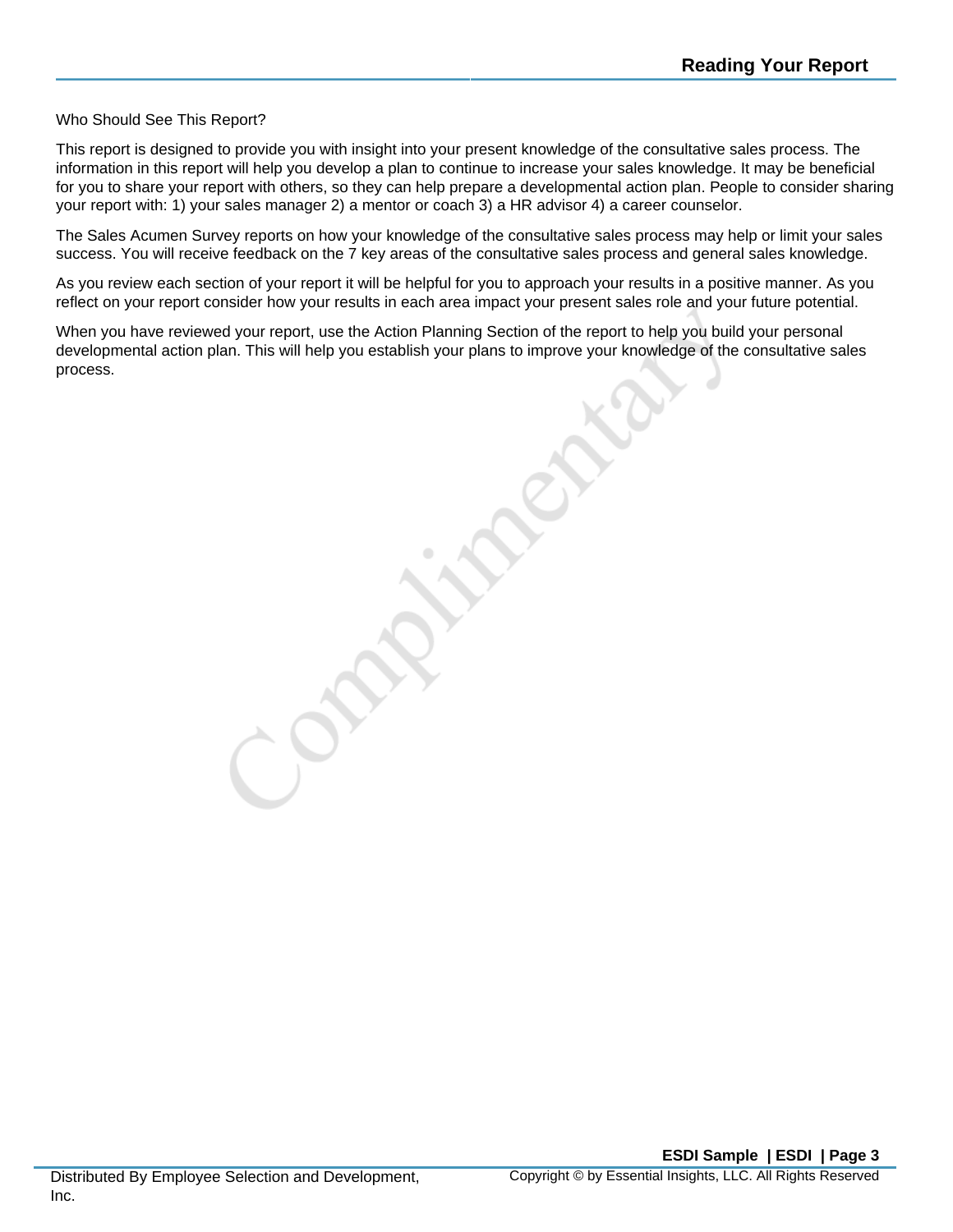# Reading Your Report

Who Should See This Report?

This report is designed to provide you with insight into your present knowledge of the consultative sales process. The information in this report will help you develop a plan to continue to increase your sales knowledge. It may be beneficial for you to share your report with others, so they can help prepare a developmental action plan. People to consider sharing your report with: 1) your sales manager 2) a mentor or coach 3) a HR advisor 4) a career counselor.

The Sales Acumen Survey reports on how your knowledge of the consultative sales process may help or limit your sales success. You will receive feedback on the 7 key areas of the consultative sales process and general sales knowledge.

As you review each section of your report it will be helpful for you to approach your results in a positive manner. As you reflect on your report consider how your results in each area impact your present sales role and your future potential.

When you have reviewed your report, use the Action Planning Section of the report to help you build your personal developmental action plan. This will help you establish your plans to improve your knowledge of the consultative sales process.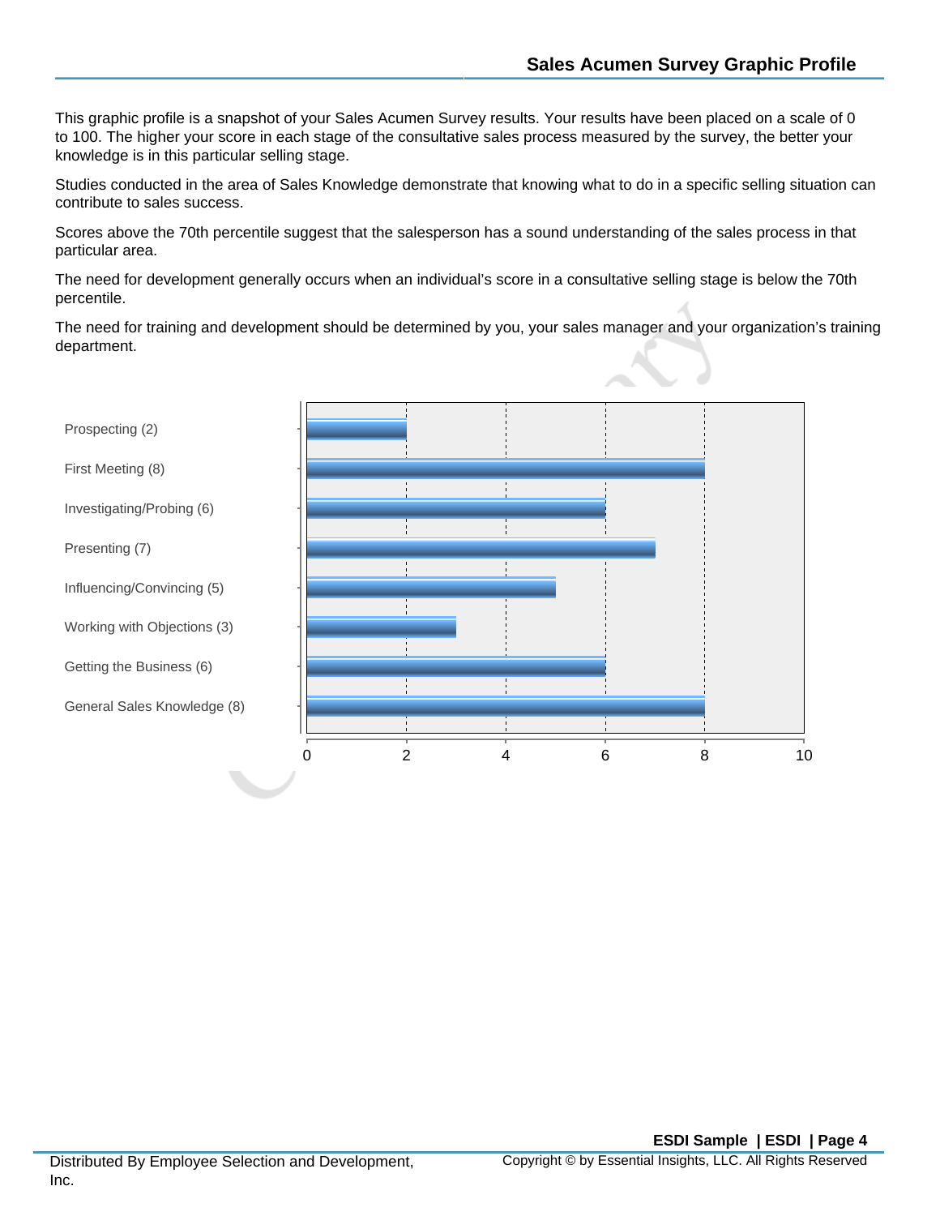## Sales Acumen Survey Graphic Profile

This graphic profile is a snapshot of your Sales Acumen Survey results. Your results have been placed on a scale of 0 to 100. The higher your score in each stage of the consultative sales process measured by the survey, the better your knowledge is in this particular selling stage.

Studies conducted in the area of Sales Knowledge demonstrate that knowing what to do in a specific selling situation can contribute to sales success.

Scores above the 70th percentile suggest that the salesperson has a sound understanding of the sales process in that particular area.

The need for development generally occurs when an individual's score in a consultative selling stage is below the 70th percentile.

The need for training and development should be determined by you, your sales manager and your organization's training department.

| Selling Stage | Score (0–10) |
|---|---|
| Prospecting | 2 |
| First Meeting | 8 |
| Investigating/Probing | 6 |
| Presenting | 7 |
| Influencing/Convincing | 5 |
| Working with Objections | 3 |
| Getting the Business | 6 |
| General Sales Knowledge | 8 |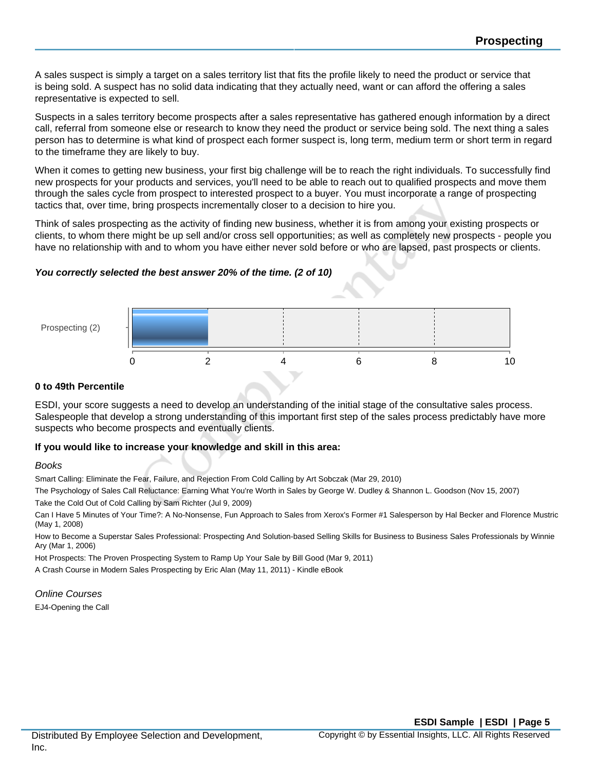# Prospecting

A sales suspect is simply a target on a sales territory list that fits the profile likely to need the product or service that is being sold. A suspect has no solid data indicating that they actually need, want or can afford the offering a sales representative is expected to sell.

Suspects in a sales territory become prospects after a sales representative has gathered enough information by a direct call, referral from someone else or research to know they need the product or service being sold. The next thing a sales person has to determine is what kind of prospect each former suspect is, long term, medium term or short term in regard to the timeframe they are likely to buy.

When it comes to getting new business, your first big challenge will be to reach the right individuals. To successfully find new prospects for your products and services, you'll need to be able to reach out to qualified prospects and move them through the sales cycle from prospect to interested prospect to a buyer. You must incorporate a range of prospecting tactics that, over time, bring prospects incrementally closer to a decision to hire you.

Think of sales prospecting as the activity of finding new business, whether it is from among your existing prospects or clients, to whom there might be up sell and/or cross sell opportunities; as well as completely new prospects - people you have no relationship with and to whom you have either never sold before or who are lapsed, past prospects or clients.

***You correctly selected the best answer 20% of the time. (2 of 10)***

Prospecting (2)

0 2 4 6 8 10

**0 to 49th Percentile**

ESDI, your score suggests a need to develop an understanding of the initial stage of the consultative sales process. Salespeople that develop a strong understanding of this important first step of the sales process predictably have more suspects who become prospects and eventually clients.

**If you would like to increase your knowledge and skill in this area:**

*Books*

Smart Calling: Eliminate the Fear, Failure, and Rejection From Cold Calling by Art Sobczak (Mar 29, 2010)

The Psychology of Sales Call Reluctance: Earning What You're Worth in Sales by George W. Dudley & Shannon L. Goodson (Nov 15, 2007)

Take the Cold Out of Cold Calling by Sam Richter (Jul 9, 2009)

Can I Have 5 Minutes of Your Time?: A No-Nonsense, Fun Approach to Sales from Xerox's Former #1 Salesperson by Hal Becker and Florence Mustric (May 1, 2008)

How to Become a Superstar Sales Professional: Prospecting And Solution-based Selling Skills for Business to Business Sales Professionals by Winnie Ary (Mar 1, 2006)

Hot Prospects: The Proven Prospecting System to Ramp Up Your Sale by Bill Good (Mar 9, 2011)

A Crash Course in Modern Sales Prospecting by Eric Alan (May 11, 2011) - Kindle eBook

*Online Courses*

EJ4-Opening the Call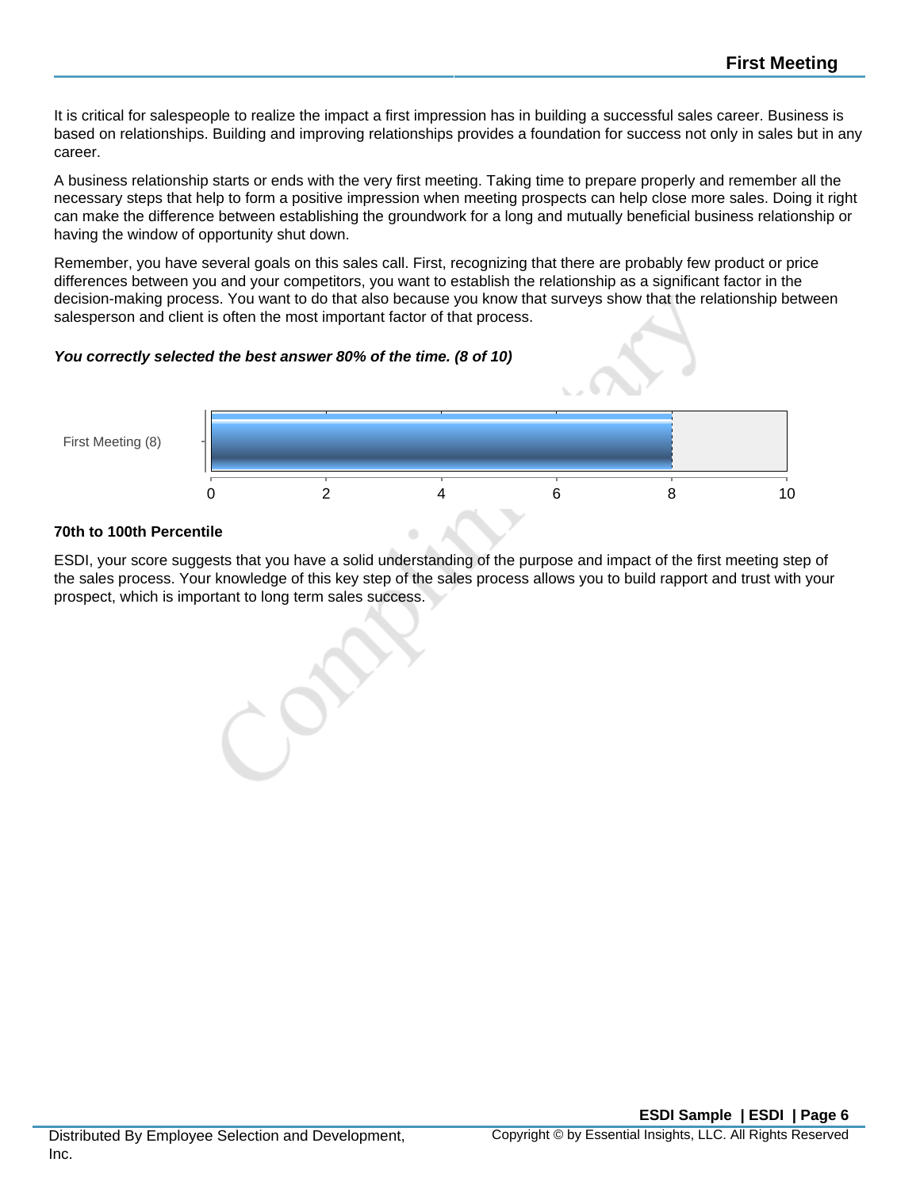# First Meeting

It is critical for salespeople to realize the impact a first impression has in building a successful sales career. Business is based on relationships. Building and improving relationships provides a foundation for success not only in sales but in any career.

A business relationship starts or ends with the very first meeting. Taking time to prepare properly and remember all the necessary steps that help to form a positive impression when meeting prospects can help close more sales. Doing it right can make the difference between establishing the groundwork for a long and mutually beneficial business relationship or having the window of opportunity shut down.

Remember, you have several goals on this sales call. First, recognizing that there are probably few product or price differences between you and your competitors, you want to establish the relationship as a significant factor in the decision-making process. You want to do that also because you know that surveys show that the relationship between salesperson and client is often the most important factor of that process.

***You correctly selected the best answer 80% of the time. (8 of 10)***

First Meeting (8)

0 2 4 6 8 10

**70th to 100th Percentile**

ESDI, your score suggests that you have a solid understanding of the purpose and impact of the first meeting step of the sales process. Your knowledge of this key step of the sales process allows you to build rapport and trust with your prospect, which is important to long term sales success.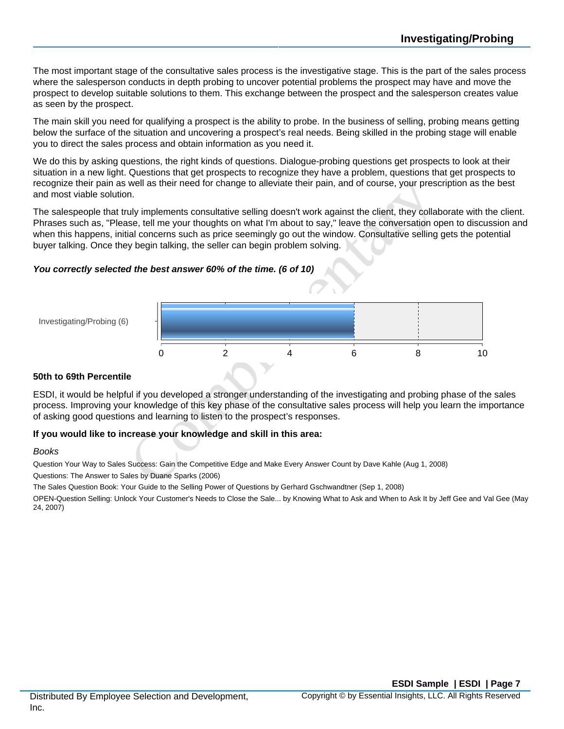## Investigating/Probing

The most important stage of the consultative sales process is the investigative stage. This is the part of the sales process where the salesperson conducts in depth probing to uncover potential problems the prospect may have and move the prospect to develop suitable solutions to them. This exchange between the prospect and the salesperson creates value as seen by the prospect.

The main skill you need for qualifying a prospect is the ability to probe. In the business of selling, probing means getting below the surface of the situation and uncovering a prospect's real needs. Being skilled in the probing stage will enable you to direct the sales process and obtain information as you need it.

We do this by asking questions, the right kinds of questions. Dialogue-probing questions get prospects to look at their situation in a new light. Questions that get prospects to recognize they have a problem, questions that get prospects to recognize their pain as well as their need for change to alleviate their pain, and of course, your prescription as the best and most viable solution.

The salespeople that truly implements consultative selling doesn't work against the client, they collaborate with the client. Phrases such as, "Please, tell me your thoughts on what I'm about to say," leave the conversation open to discussion and when this happens, initial concerns such as price seemingly go out the window. Consultative selling gets the potential buyer talking. Once they begin talking, the seller can begin problem solving.

***You correctly selected the best answer 60% of the time. (6 of 10)***

| Category | Score (0–10) |
|---|---|
| Investigating/Probing (6) | 6 |

**50th to 69th Percentile**

ESDI, it would be helpful if you developed a stronger understanding of the investigating and probing phase of the sales process. Improving your knowledge of this key phase of the consultative sales process will help you learn the importance of asking good questions and learning to listen to the prospect's responses.

**If you would like to increase your knowledge and skill in this area:**

*Books*

Question Your Way to Sales Success: Gain the Competitive Edge and Make Every Answer Count by Dave Kahle (Aug 1, 2008)

Questions: The Answer to Sales by Duane Sparks (2006)

The Sales Question Book: Your Guide to the Selling Power of Questions by Gerhard Gschwandtner (Sep 1, 2008)

OPEN-Question Selling: Unlock Your Customer's Needs to Close the Sale... by Knowing What to Ask and When to Ask It by Jeff Gee and Val Gee (May 24, 2007)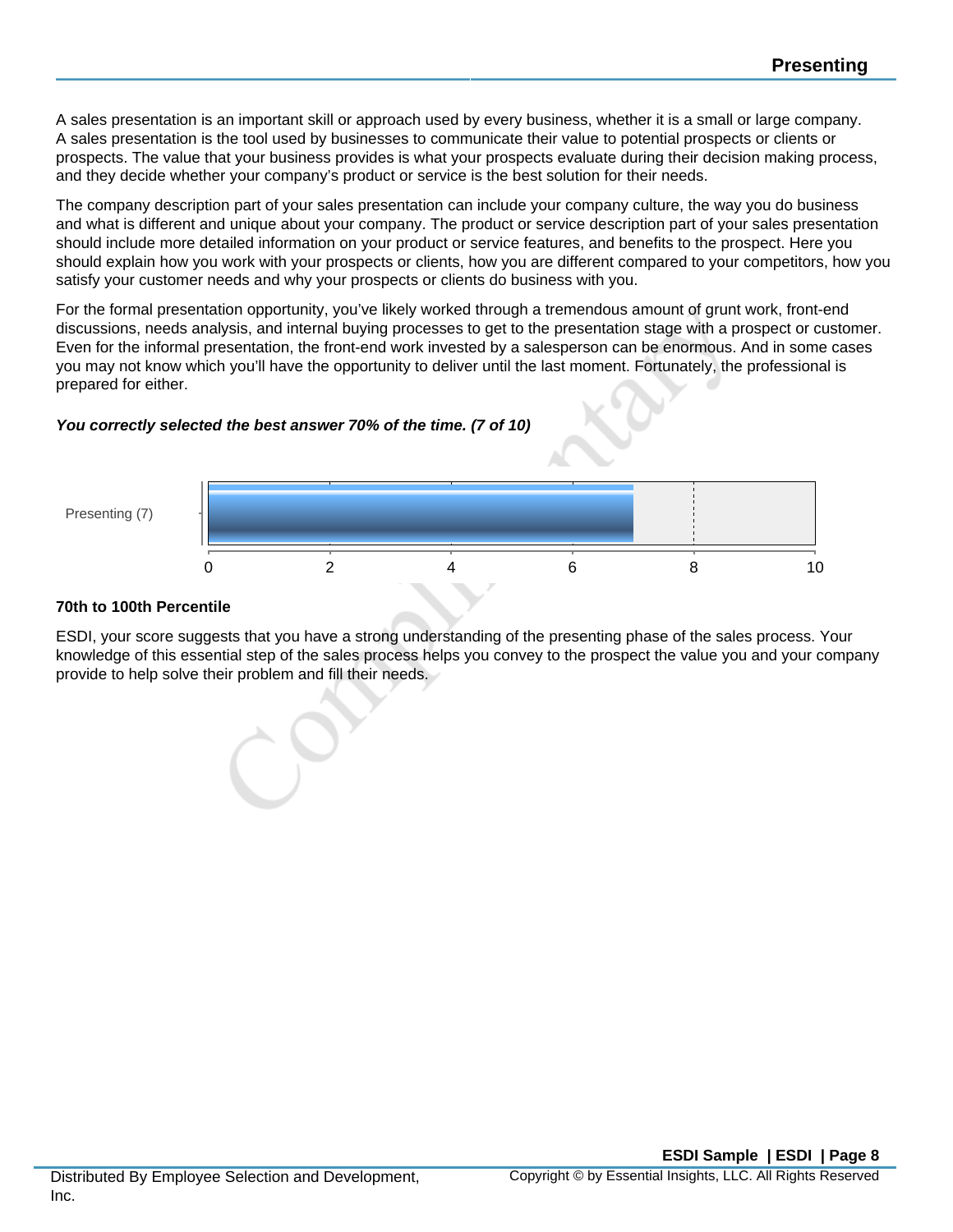## Presenting

A sales presentation is an important skill or approach used by every business, whether it is a small or large company. A sales presentation is the tool used by businesses to communicate their value to potential prospects or clients or prospects. The value that your business provides is what your prospects evaluate during their decision making process, and they decide whether your company's product or service is the best solution for their needs.

The company description part of your sales presentation can include your company culture, the way you do business and what is different and unique about your company. The product or service description part of your sales presentation should include more detailed information on your product or service features, and benefits to the prospect. Here you should explain how you work with your prospects or clients, how you are different compared to your competitors, how you satisfy your customer needs and why your prospects or clients do business with you.

For the formal presentation opportunity, you've likely worked through a tremendous amount of grunt work, front-end discussions, needs analysis, and internal buying processes to get to the presentation stage with a prospect or customer. Even for the informal presentation, the front-end work invested by a salesperson can be enormous. And in some cases you may not know which you'll have the opportunity to deliver until the last moment. Fortunately, the professional is prepared for either.

***You correctly selected the best answer 70% of the time. (7 of 10)***

Presenting (7)

0 2 4 6 8 10

**70th to 100th Percentile**

ESDI, your score suggests that you have a strong understanding of the presenting phase of the sales process. Your knowledge of this essential step of the sales process helps you convey to the prospect the value you and your company provide to help solve their problem and fill their needs.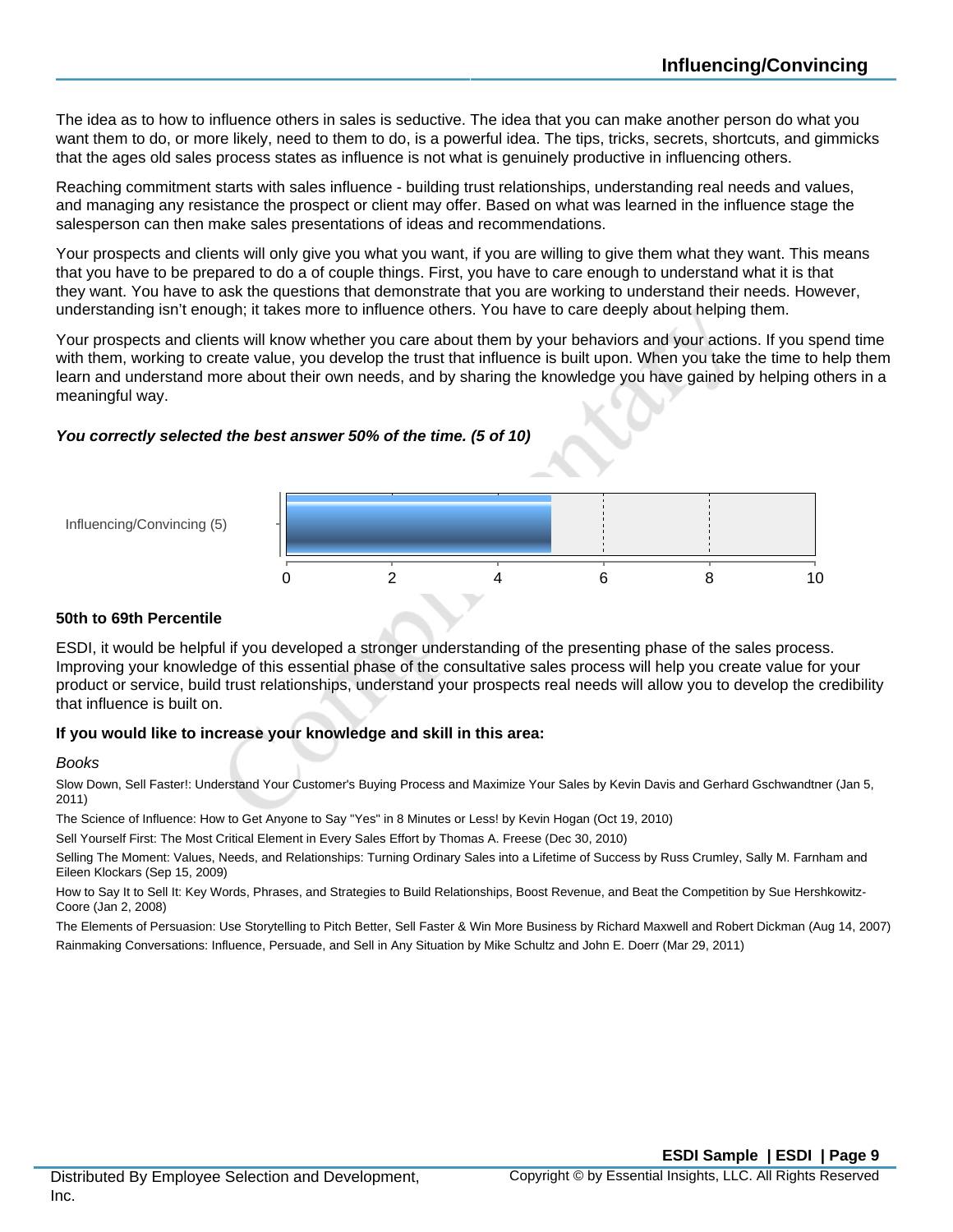## Influencing/Convincing

The idea as to how to influence others in sales is seductive. The idea that you can make another person do what you want them to do, or more likely, need to them to do, is a powerful idea. The tips, tricks, secrets, shortcuts, and gimmicks that the ages old sales process states as influence is not what is genuinely productive in influencing others.

Reaching commitment starts with sales influence - building trust relationships, understanding real needs and values, and managing any resistance the prospect or client may offer. Based on what was learned in the influence stage the salesperson can then make sales presentations of ideas and recommendations.

Your prospects and clients will only give you what you want, if you are willing to give them what they want. This means that you have to be prepared to do a of couple things. First, you have to care enough to understand what it is that they want. You have to ask the questions that demonstrate that you are working to understand their needs. However, understanding isn't enough; it takes more to influence others. You have to care deeply about helping them.

Your prospects and clients will know whether you care about them by your behaviors and your actions. If you spend time with them, working to create value, you develop the trust that influence is built upon. When you take the time to help them learn and understand more about their own needs, and by sharing the knowledge you have gained by helping others in a meaningful way.

***You correctly selected the best answer 50% of the time. (5 of 10)***

| Category | Score (0–10) |
|---|---|
| Influencing/Convincing (5) | 5 |

**50th to 69th Percentile**

ESDI, it would be helpful if you developed a stronger understanding of the presenting phase of the sales process. Improving your knowledge of this essential phase of the consultative sales process will help you create value for your product or service, build trust relationships, understand your prospects real needs will allow you to develop the credibility that influence is built on.

**If you would like to increase your knowledge and skill in this area:**

*Books*

Slow Down, Sell Faster!: Understand Your Customer's Buying Process and Maximize Your Sales by Kevin Davis and Gerhard Gschwandtner (Jan 5, 2011)

The Science of Influence: How to Get Anyone to Say "Yes" in 8 Minutes or Less! by Kevin Hogan (Oct 19, 2010)

Sell Yourself First: The Most Critical Element in Every Sales Effort by Thomas A. Freese (Dec 30, 2010)

Selling The Moment: Values, Needs, and Relationships: Turning Ordinary Sales into a Lifetime of Success by Russ Crumley, Sally M. Farnham and Eileen Klockars (Sep 15, 2009)

How to Say It to Sell It: Key Words, Phrases, and Strategies to Build Relationships, Boost Revenue, and Beat the Competition by Sue Hershkowitz-Coore (Jan 2, 2008)

The Elements of Persuasion: Use Storytelling to Pitch Better, Sell Faster & Win More Business by Richard Maxwell and Robert Dickman (Aug 14, 2007)

Rainmaking Conversations: Influence, Persuade, and Sell in Any Situation by Mike Schultz and John E. Doerr (Mar 29, 2011)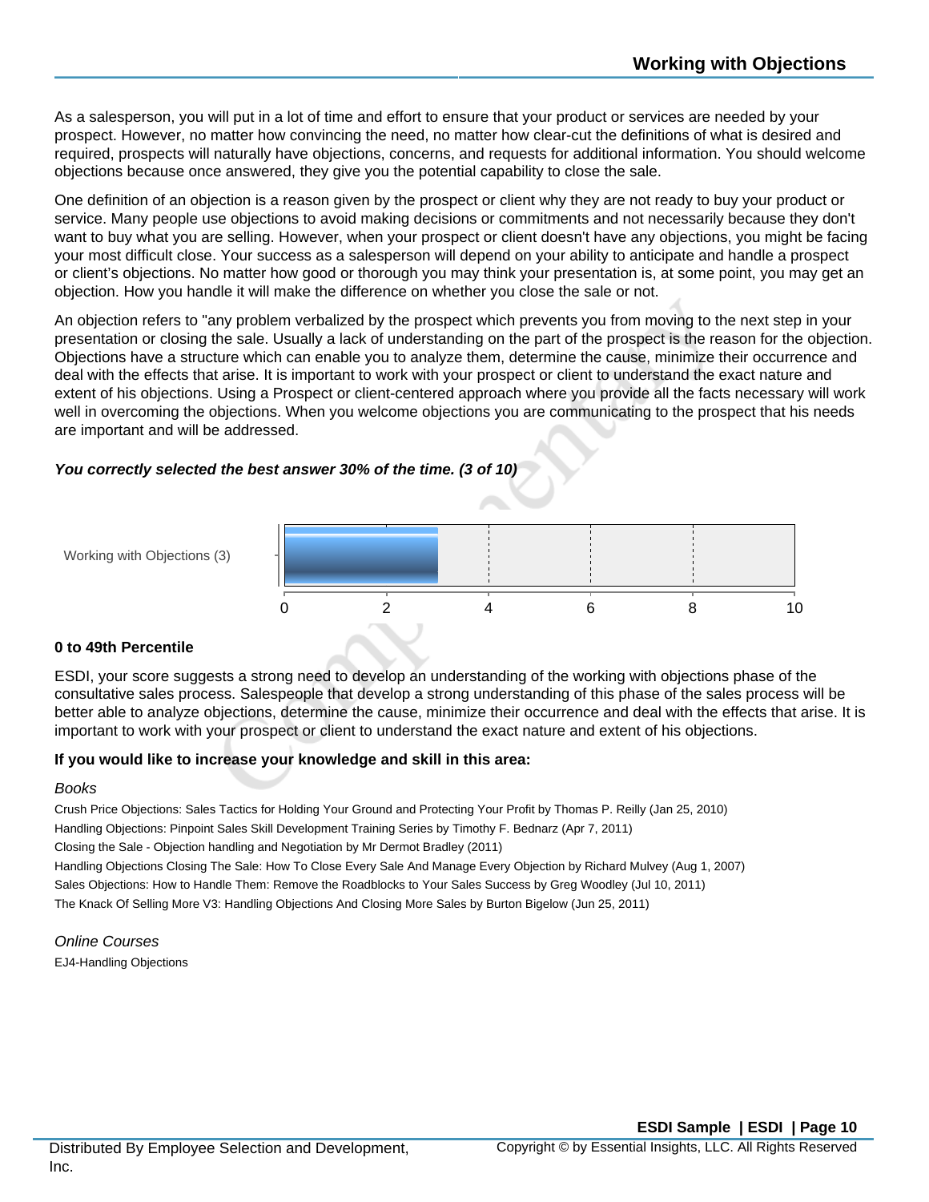## Working with Objections

As a salesperson, you will put in a lot of time and effort to ensure that your product or services are needed by your prospect. However, no matter how convincing the need, no matter how clear-cut the definitions of what is desired and required, prospects will naturally have objections, concerns, and requests for additional information. You should welcome objections because once answered, they give you the potential capability to close the sale.

One definition of an objection is a reason given by the prospect or client why they are not ready to buy your product or service. Many people use objections to avoid making decisions or commitments and not necessarily because they don't want to buy what you are selling. However, when your prospect or client doesn't have any objections, you might be facing your most difficult close. Your success as a salesperson will depend on your ability to anticipate and handle a prospect or client's objections. No matter how good or thorough you may think your presentation is, at some point, you may get an objection. How you handle it will make the difference on whether you close the sale or not.

An objection refers to "any problem verbalized by the prospect which prevents you from moving to the next step in your presentation or closing the sale. Usually a lack of understanding on the part of the prospect is the reason for the objection. Objections have a structure which can enable you to analyze them, determine the cause, minimize their occurrence and deal with the effects that arise. It is important to work with your prospect or client to understand the exact nature and extent of his objections. Using a Prospect or client-centered approach where you provide all the facts necessary will work well in overcoming the objections. When you welcome objections you are communicating to the prospect that his needs are important and will be addressed.

***You correctly selected the best answer 30% of the time. (3 of 10)***

Working with Objections (3)

0 2 4 6 8 10

**0 to 49th Percentile**

ESDI, your score suggests a strong need to develop an understanding of the working with objections phase of the consultative sales process. Salespeople that develop a strong understanding of this phase of the sales process will be better able to analyze objections, determine the cause, minimize their occurrence and deal with the effects that arise. It is important to work with your prospect or client to understand the exact nature and extent of his objections.

**If you would like to increase your knowledge and skill in this area:**

*Books*

Crush Price Objections: Sales Tactics for Holding Your Ground and Protecting Your Profit by Thomas P. Reilly (Jan 25, 2010)
Handling Objections: Pinpoint Sales Skill Development Training Series by Timothy F. Bednarz (Apr 7, 2011)
Closing the Sale - Objection handling and Negotiation by Mr Dermot Bradley (2011)
Handling Objections Closing The Sale: How To Close Every Sale And Manage Every Objection by Richard Mulvey (Aug 1, 2007)
Sales Objections: How to Handle Them: Remove the Roadblocks to Your Sales Success by Greg Woodley (Jul 10, 2011)
The Knack Of Selling More V3: Handling Objections And Closing More Sales by Burton Bigelow (Jun 25, 2011)

*Online Courses*

EJ4-Handling Objections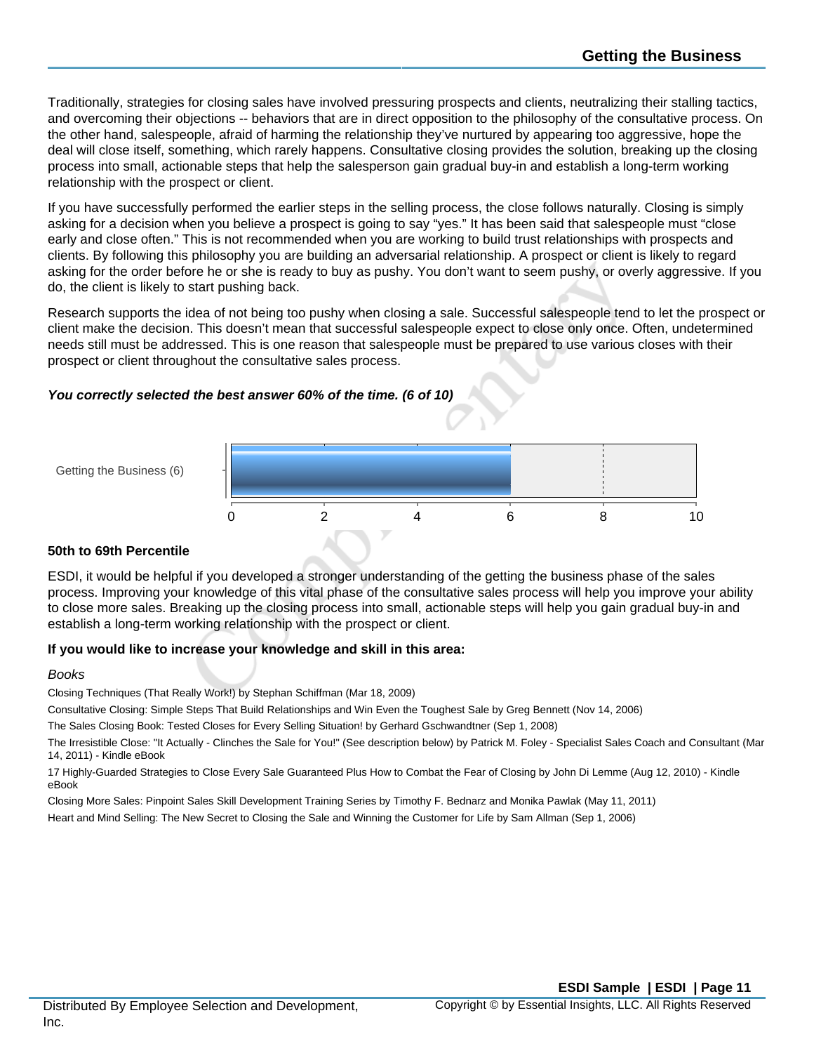## Getting the Business

Traditionally, strategies for closing sales have involved pressuring prospects and clients, neutralizing their stalling tactics, and overcoming their objections -- behaviors that are in direct opposition to the philosophy of the consultative process. On the other hand, salespeople, afraid of harming the relationship they've nurtured by appearing too aggressive, hope the deal will close itself, something, which rarely happens. Consultative closing provides the solution, breaking up the closing process into small, actionable steps that help the salesperson gain gradual buy-in and establish a long-term working relationship with the prospect or client.

If you have successfully performed the earlier steps in the selling process, the close follows naturally. Closing is simply asking for a decision when you believe a prospect is going to say "yes." It has been said that salespeople must "close early and close often." This is not recommended when you are working to build trust relationships with prospects and clients. By following this philosophy you are building an adversarial relationship. A prospect or client is likely to regard asking for the order before he or she is ready to buy as pushy. You don't want to seem pushy, or overly aggressive. If you do, the client is likely to start pushing back.

Research supports the idea of not being too pushy when closing a sale. Successful salespeople tend to let the prospect or client make the decision. This doesn't mean that successful salespeople expect to close only once. Often, undetermined needs still must be addressed. This is one reason that salespeople must be prepared to use various closes with their prospect or client throughout the consultative sales process.

***You correctly selected the best answer 60% of the time. (6 of 10)***

Getting the Business (6)

0 2 4 6 8 10

**50th to 69th Percentile**

ESDI, it would be helpful if you developed a stronger understanding of the getting the business phase of the sales process. Improving your knowledge of this vital phase of the consultative sales process will help you improve your ability to close more sales. Breaking up the closing process into small, actionable steps will help you gain gradual buy-in and establish a long-term working relationship with the prospect or client.

**If you would like to increase your knowledge and skill in this area:**

*Books*

Closing Techniques (That Really Work!) by Stephan Schiffman (Mar 18, 2009)

Consultative Closing: Simple Steps That Build Relationships and Win Even the Toughest Sale by Greg Bennett (Nov 14, 2006)

The Sales Closing Book: Tested Closes for Every Selling Situation! by Gerhard Gschwandtner (Sep 1, 2008)

The Irresistible Close: "It Actually - Clinches the Sale for You!" (See description below) by Patrick M. Foley - Specialist Sales Coach and Consultant (Mar 14, 2011) - Kindle eBook

17 Highly-Guarded Strategies to Close Every Sale Guaranteed Plus How to Combat the Fear of Closing by John Di Lemme (Aug 12, 2010) - Kindle eBook

Closing More Sales: Pinpoint Sales Skill Development Training Series by Timothy F. Bednarz and Monika Pawlak (May 11, 2011)

Heart and Mind Selling: The New Secret to Closing the Sale and Winning the Customer for Life by Sam Allman (Sep 1, 2006)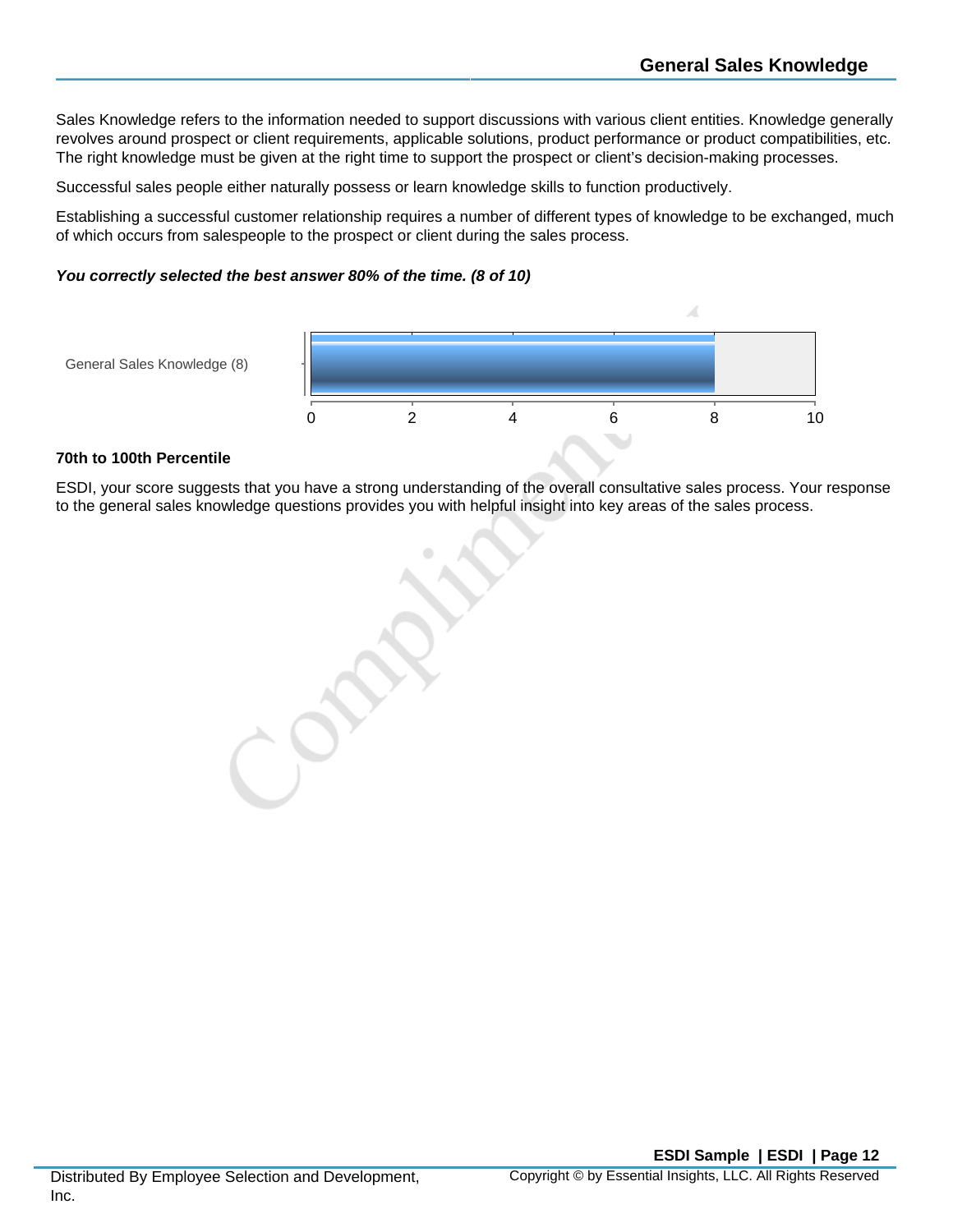# General Sales Knowledge

Sales Knowledge refers to the information needed to support discussions with various client entities. Knowledge generally revolves around prospect or client requirements, applicable solutions, product performance or product compatibilities, etc. The right knowledge must be given at the right time to support the prospect or client's decision-making processes.

Successful sales people either naturally possess or learn knowledge skills to function productively.

Establishing a successful customer relationship requires a number of different types of knowledge to be exchanged, much of which occurs from salespeople to the prospect or client during the sales process.

***You correctly selected the best answer 80% of the time. (8 of 10)***

General Sales Knowledge (8)

0 2 4 6 8 10

**70th to 100th Percentile**

ESDI, your score suggests that you have a strong understanding of the overall consultative sales process. Your response to the general sales knowledge questions provides you with helpful insight into key areas of the sales process.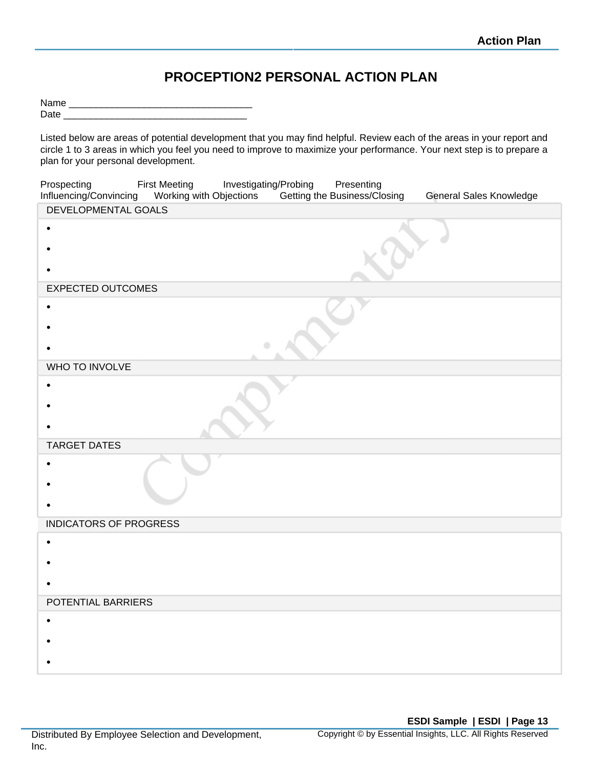# PROCEPTION2 PERSONAL ACTION PLAN

Name ___________________________________
Date ___________________________________

Listed below are areas of potential development that you may find helpful. Review each of the areas in your report and circle 1 to 3 areas in which you feel you need to improve to maximize your performance. Your next step is to prepare a plan for your personal development.

Prospecting First Meeting Investigating/Probing Presenting
Influencing/Convincing Working with Objections Getting the Business/Closing General Sales Knowledge

| DEVELOPMENTAL GOALS |
| --- |
| • |
| • |
| • |
| **EXPECTED OUTCOMES** |
| • |
| • |
| • |
| **WHO TO INVOLVE** |
| • |
| • |
| • |
| **TARGET DATES** |
| • |
| • |
| • |
| **INDICATORS OF PROGRESS** |
| • |
| • |
| • |
| **POTENTIAL BARRIERS** |
| • |
| • |
| • |